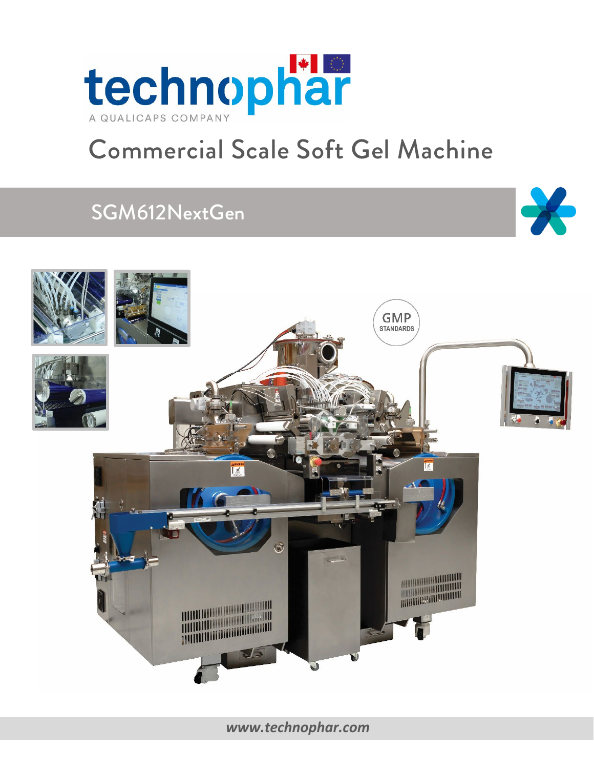# technophar

A QUALICAPS COMPANY

# Commercial Scale Soft Gel Machine

## SGM612NextGen

GMP STANDARDS

*www.technophar.com*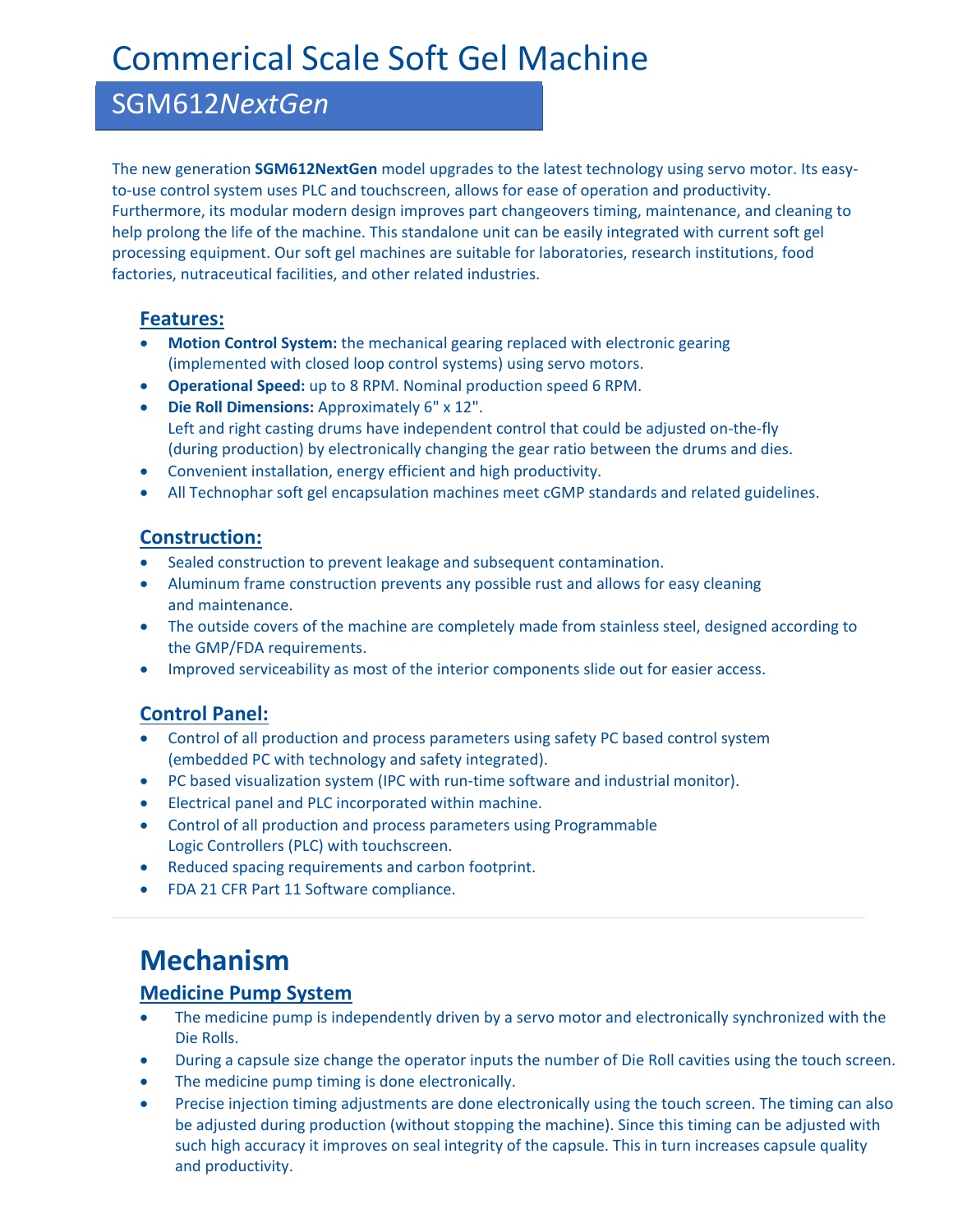# Commerical Scale Soft Gel Machine

## SGM612*NextGen*

The new generation **SGM612NextGen** model upgrades to the latest technology using servo motor. Its easy-to-use control system uses PLC and touchscreen, allows for ease of operation and productivity. Furthermore, its modular modern design improves part changeovers timing, maintenance, and cleaning to help prolong the life of the machine. This standalone unit can be easily integrated with current soft gel processing equipment. Our soft gel machines are suitable for laboratories, research institutions, food factories, nutraceutical facilities, and other related industries.

### Features:

- **Motion Control System:** the mechanical gearing replaced with electronic gearing (implemented with closed loop control systems) using servo motors.
- **Operational Speed:** up to 8 RPM. Nominal production speed 6 RPM.
- **Die Roll Dimensions:** Approximately 6" x 12".
  Left and right casting drums have independent control that could be adjusted on-the-fly (during production) by electronically changing the gear ratio between the drums and dies.
- Convenient installation, energy efficient and high productivity.
- All Technophar soft gel encapsulation machines meet cGMP standards and related guidelines.

### Construction:

- Sealed construction to prevent leakage and subsequent contamination.
- Aluminum frame construction prevents any possible rust and allows for easy cleaning and maintenance.
- The outside covers of the machine are completely made from stainless steel, designed according to the GMP/FDA requirements.
- Improved serviceability as most of the interior components slide out for easier access.

### Control Panel:

- Control of all production and process parameters using safety PC based control system (embedded PC with technology and safety integrated).
- PC based visualization system (IPC with run-time software and industrial monitor).
- Electrical panel and PLC incorporated within machine.
- Control of all production and process parameters using Programmable Logic Controllers (PLC) with touchscreen.
- Reduced spacing requirements and carbon footprint.
- FDA 21 CFR Part 11 Software compliance.

---

## Mechanism

### Medicine Pump System

- The medicine pump is independently driven by a servo motor and electronically synchronized with the Die Rolls.
- During a capsule size change the operator inputs the number of Die Roll cavities using the touch screen.
- The medicine pump timing is done electronically.
- Precise injection timing adjustments are done electronically using the touch screen. The timing can also be adjusted during production (without stopping the machine). Since this timing can be adjusted with such high accuracy it improves on seal integrity of the capsule. This in turn increases capsule quality and productivity.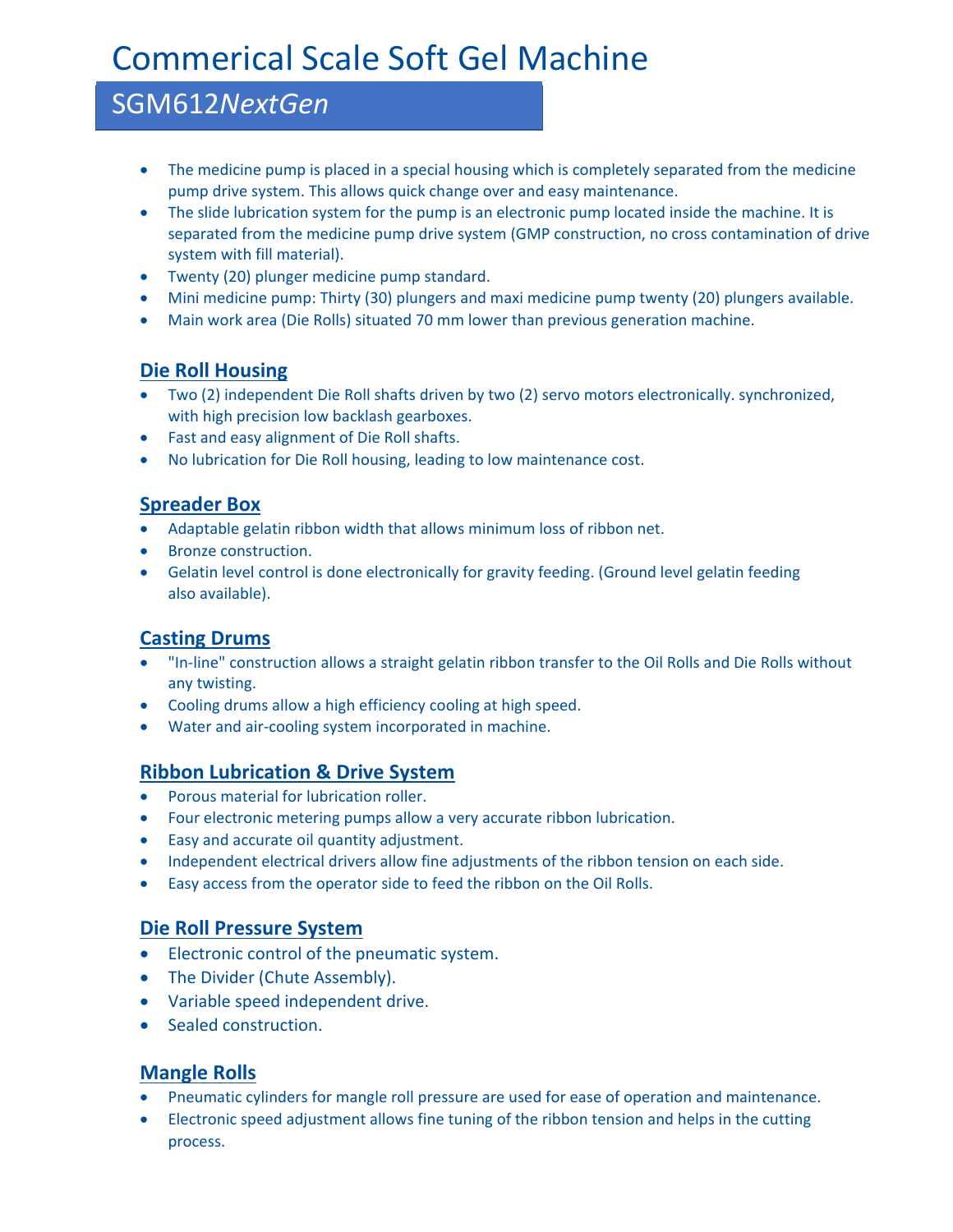# Commerical Scale Soft Gel Machine

## SGM612*NextGen*

- The medicine pump is placed in a special housing which is completely separated from the medicine pump drive system. This allows quick change over and easy maintenance.
- The slide lubrication system for the pump is an electronic pump located inside the machine. It is separated from the medicine pump drive system (GMP construction, no cross contamination of drive system with fill material).
- Twenty (20) plunger medicine pump standard.
- Mini medicine pump: Thirty (30) plungers and maxi medicine pump twenty (20) plungers available.
- Main work area (Die Rolls) situated 70 mm lower than previous generation machine.

### Die Roll Housing

- Two (2) independent Die Roll shafts driven by two (2) servo motors electronically. synchronized, with high precision low backlash gearboxes.
- Fast and easy alignment of Die Roll shafts.
- No lubrication for Die Roll housing, leading to low maintenance cost.

### Spreader Box

- Adaptable gelatin ribbon width that allows minimum loss of ribbon net.
- Bronze construction.
- Gelatin level control is done electronically for gravity feeding. (Ground level gelatin feeding also available).

### Casting Drums

- "In-line" construction allows a straight gelatin ribbon transfer to the Oil Rolls and Die Rolls without any twisting.
- Cooling drums allow a high efficiency cooling at high speed.
- Water and air-cooling system incorporated in machine.

### Ribbon Lubrication & Drive System

- Porous material for lubrication roller.
- Four electronic metering pumps allow a very accurate ribbon lubrication.
- Easy and accurate oil quantity adjustment.
- Independent electrical drivers allow fine adjustments of the ribbon tension on each side.
- Easy access from the operator side to feed the ribbon on the Oil Rolls.

### Die Roll Pressure System

- Electronic control of the pneumatic system.
- The Divider (Chute Assembly).
- Variable speed independent drive.
- Sealed construction.

### Mangle Rolls

- Pneumatic cylinders for mangle roll pressure are used for ease of operation and maintenance.
- Electronic speed adjustment allows fine tuning of the ribbon tension and helps in the cutting process.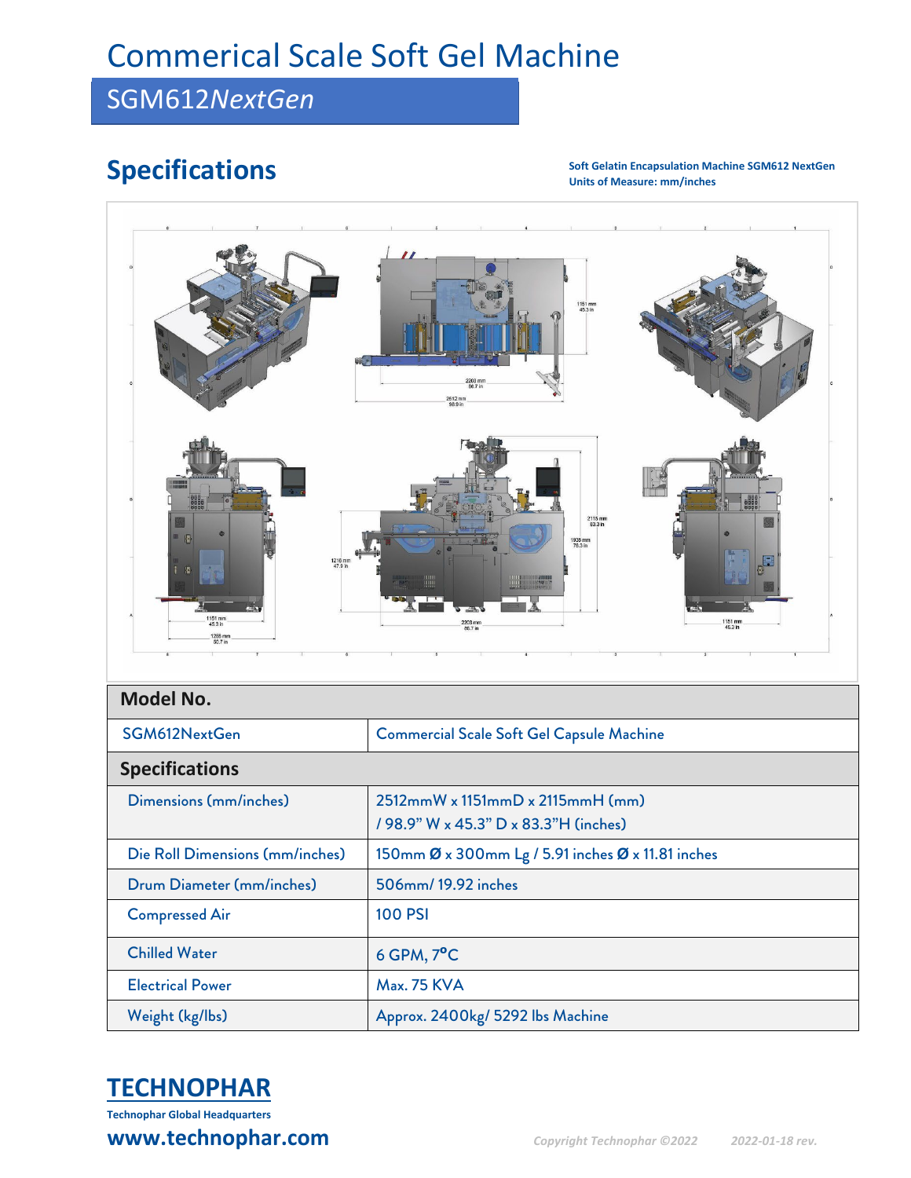# Commerical Scale Soft Gel Machine

## SGM612*NextGen*

## Specifications

**Soft Gelatin Encapsulation Machine SGM612 NextGen**
**Units of Measure: mm/inches**

1151 mm
45.3 in

2203 mm
86.7 in

2512 mm
98.9 in

2115 mm
83.3 in

1938 mm
76.3 in

1216 mm
47.9 in

2203 mm
86.7 in

1151 mm
45.3 in

1288 mm
50.7 in

1151 mm
45.3 in

| Model No. | |
|---|---|
| SGM612NextGen | Commercial Scale Soft Gel Capsule Machine |
| **Specifications** | |
| Dimensions (mm/inches) | 2512mmW x 1151mmD x 2115mmH (mm) / 98.9" W x 45.3" D x 83.3"H (inches) |
| Die Roll Dimensions (mm/inches) | 150mm Ø x 300mm Lg / 5.91 inches Ø x 11.81 inches |
| Drum Diameter (mm/inches) | 506mm/ 19.92 inches |
| Compressed Air | 100 PSI |
| Chilled Water | 6 GPM, 7°C |
| Electrical Power | Max. 75 KVA |
| Weight (kg/lbs) | Approx. 2400kg/ 5292 lbs Machine |

**TECHNOPHAR**

**Technophar Global Headquarters**

**www.technophar.com**

*Copyright Technophar ©2022* *2022-01-18 rev.*